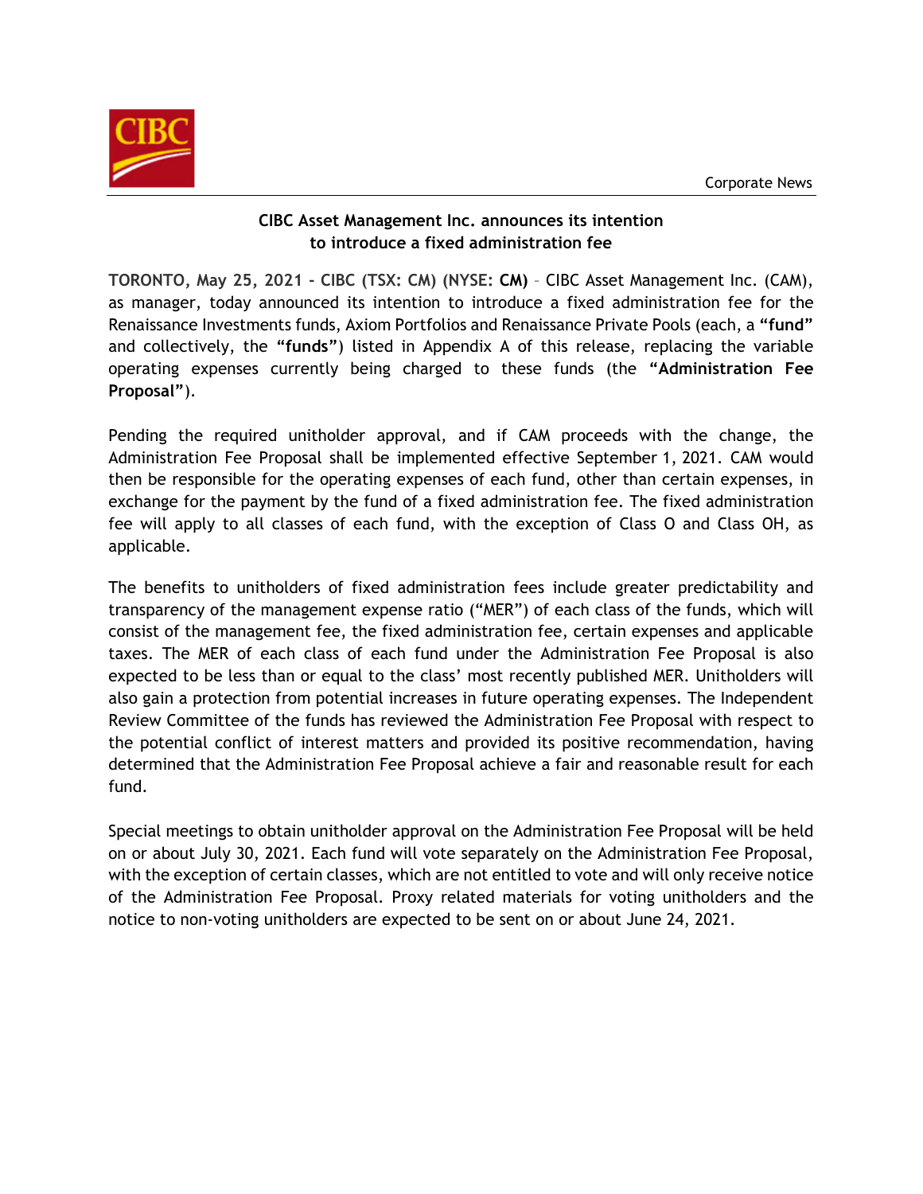Corporate News

**CIBC Asset Management Inc. announces its intention to introduce a fixed administration fee**

**TORONTO, May 25, 2021 - CIBC (TSX: CM) (NYSE: CM)** – CIBC Asset Management Inc. (CAM), as manager, today announced its intention to introduce a fixed administration fee for the Renaissance Investments funds, Axiom Portfolios and Renaissance Private Pools (each, a **"fund"** and collectively, the **"funds"**) listed in Appendix A of this release, replacing the variable operating expenses currently being charged to these funds (the **"Administration Fee Proposal"**).

Pending the required unitholder approval, and if CAM proceeds with the change, the Administration Fee Proposal shall be implemented effective September 1, 2021. CAM would then be responsible for the operating expenses of each fund, other than certain expenses, in exchange for the payment by the fund of a fixed administration fee. The fixed administration fee will apply to all classes of each fund, with the exception of Class O and Class OH, as applicable.

The benefits to unitholders of fixed administration fees include greater predictability and transparency of the management expense ratio ("MER") of each class of the funds, which will consist of the management fee, the fixed administration fee, certain expenses and applicable taxes. The MER of each class of each fund under the Administration Fee Proposal is also expected to be less than or equal to the class' most recently published MER. Unitholders will also gain a protection from potential increases in future operating expenses. The Independent Review Committee of the funds has reviewed the Administration Fee Proposal with respect to the potential conflict of interest matters and provided its positive recommendation, having determined that the Administration Fee Proposal achieve a fair and reasonable result for each fund.

Special meetings to obtain unitholder approval on the Administration Fee Proposal will be held on or about July 30, 2021. Each fund will vote separately on the Administration Fee Proposal, with the exception of certain classes, which are not entitled to vote and will only receive notice of the Administration Fee Proposal. Proxy related materials for voting unitholders and the notice to non-voting unitholders are expected to be sent on or about June 24, 2021.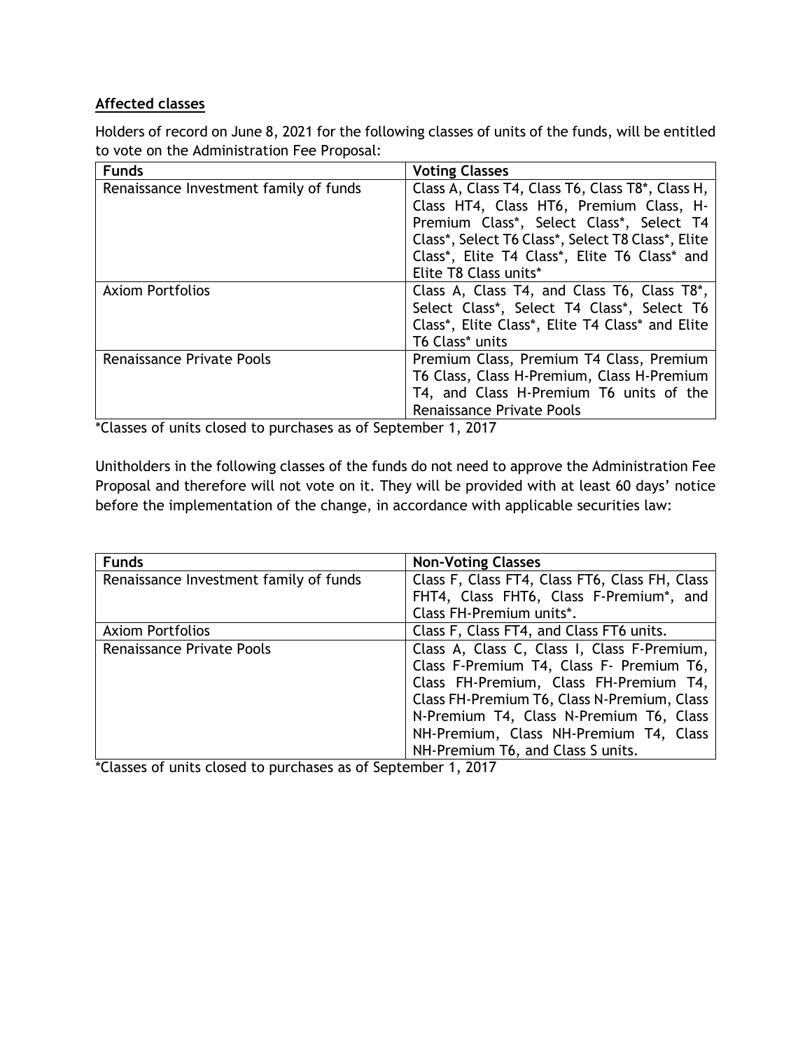**Affected classes**

Holders of record on June 8, 2021 for the following classes of units of the funds, will be entitled to vote on the Administration Fee Proposal:

| Funds | Voting Classes |
|---|---|
| Renaissance Investment family of funds | Class A, Class T4, Class T6, Class T8*, Class H, Class HT4, Class HT6, Premium Class, H-Premium Class*, Select Class*, Select T4 Class*, Select T6 Class*, Select T8 Class*, Elite Class*, Elite T4 Class*, Elite T6 Class* and Elite T8 Class units* |
| Axiom Portfolios | Class A, Class T4, and Class T6, Class T8*, Select Class*, Select T4 Class*, Select T6 Class*, Elite Class*, Elite T4 Class* and Elite T6 Class* units |
| Renaissance Private Pools | Premium Class, Premium T4 Class, Premium T6 Class, Class H-Premium, Class H-Premium T4, and Class H-Premium T6 units of the Renaissance Private Pools |

*Classes of units closed to purchases as of September 1, 2017

Unitholders in the following classes of the funds do not need to approve the Administration Fee Proposal and therefore will not vote on it. They will be provided with at least 60 days' notice before the implementation of the change, in accordance with applicable securities law:

| Funds | Non-Voting Classes |
|---|---|
| Renaissance Investment family of funds | Class F, Class FT4, Class FT6, Class FH, Class FHT4, Class FHT6, Class F-Premium*, and Class FH-Premium units*. |
| Axiom Portfolios | Class F, Class FT4, and Class FT6 units. |
| Renaissance Private Pools | Class A, Class C, Class I, Class F-Premium, Class F-Premium T4, Class F- Premium T6, Class FH-Premium, Class FH-Premium T4, Class FH-Premium T6, Class N-Premium, Class N-Premium T4, Class N-Premium T6, Class NH-Premium, Class NH-Premium T4, Class NH-Premium T6, and Class S units. |

*Classes of units closed to purchases as of September 1, 2017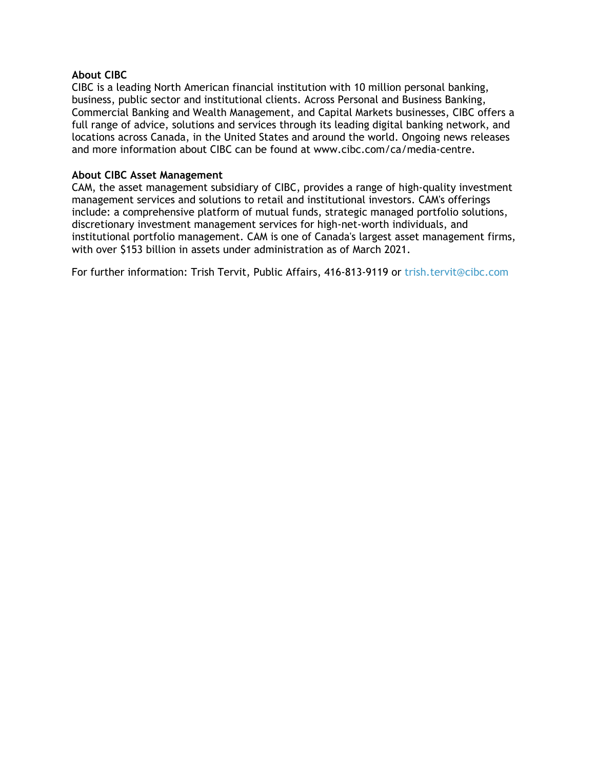**About CIBC**
CIBC is a leading North American financial institution with 10 million personal banking, business, public sector and institutional clients. Across Personal and Business Banking, Commercial Banking and Wealth Management, and Capital Markets businesses, CIBC offers a full range of advice, solutions and services through its leading digital banking network, and locations across Canada, in the United States and around the world. Ongoing news releases and more information about CIBC can be found at www.cibc.com/ca/media-centre.

**About CIBC Asset Management**
CAM, the asset management subsidiary of CIBC, provides a range of high-quality investment management services and solutions to retail and institutional investors. CAM's offerings include: a comprehensive platform of mutual funds, strategic managed portfolio solutions, discretionary investment management services for high-net-worth individuals, and institutional portfolio management. CAM is one of Canada's largest asset management firms, with over $153 billion in assets under administration as of March 2021.

For further information: Trish Tervit, Public Affairs, 416-813-9119 or trish.tervit@cibc.com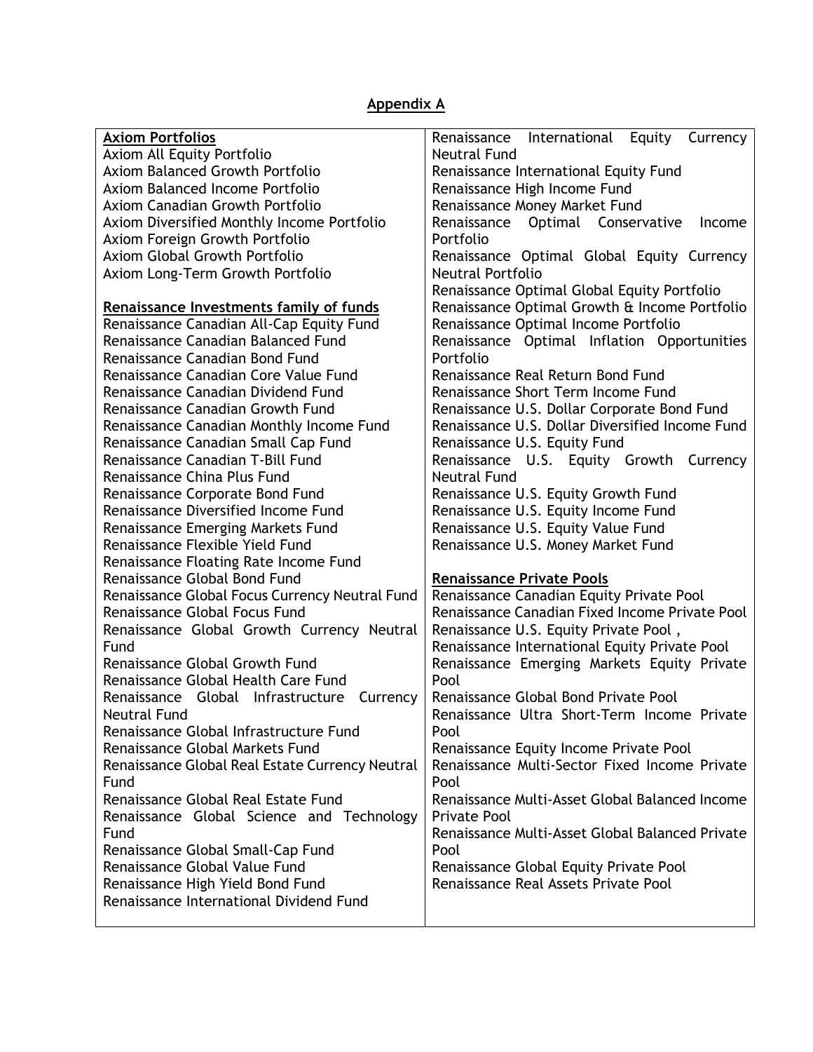# Appendix A

**Axiom Portfolios**

Axiom All Equity Portfolio
Axiom Balanced Growth Portfolio
Axiom Balanced Income Portfolio
Axiom Canadian Growth Portfolio
Axiom Diversified Monthly Income Portfolio
Axiom Foreign Growth Portfolio
Axiom Global Growth Portfolio
Axiom Long-Term Growth Portfolio

**Renaissance Investments family of funds**

Renaissance Canadian All-Cap Equity Fund
Renaissance Canadian Balanced Fund
Renaissance Canadian Bond Fund
Renaissance Canadian Core Value Fund
Renaissance Canadian Dividend Fund
Renaissance Canadian Growth Fund
Renaissance Canadian Monthly Income Fund
Renaissance Canadian Small Cap Fund
Renaissance Canadian T-Bill Fund
Renaissance China Plus Fund
Renaissance Corporate Bond Fund
Renaissance Diversified Income Fund
Renaissance Emerging Markets Fund
Renaissance Flexible Yield Fund
Renaissance Floating Rate Income Fund
Renaissance Global Bond Fund
Renaissance Global Focus Currency Neutral Fund
Renaissance Global Focus Fund
Renaissance Global Growth Currency Neutral Fund
Renaissance Global Growth Fund
Renaissance Global Health Care Fund
Renaissance Global Infrastructure Currency Neutral Fund
Renaissance Global Infrastructure Fund
Renaissance Global Markets Fund
Renaissance Global Real Estate Currency Neutral Fund
Renaissance Global Real Estate Fund
Renaissance Global Science and Technology Fund
Renaissance Global Small-Cap Fund
Renaissance Global Value Fund
Renaissance High Yield Bond Fund
Renaissance International Dividend Fund
Renaissance International Equity Currency Neutral Fund
Renaissance International Equity Fund
Renaissance High Income Fund
Renaissance Money Market Fund
Renaissance Optimal Conservative Income Portfolio
Renaissance Optimal Global Equity Currency Neutral Portfolio
Renaissance Optimal Global Equity Portfolio
Renaissance Optimal Growth & Income Portfolio
Renaissance Optimal Income Portfolio
Renaissance Optimal Inflation Opportunities Portfolio
Renaissance Real Return Bond Fund
Renaissance Short Term Income Fund
Renaissance U.S. Dollar Corporate Bond Fund
Renaissance U.S. Dollar Diversified Income Fund
Renaissance U.S. Equity Fund
Renaissance U.S. Equity Growth Currency Neutral Fund
Renaissance U.S. Equity Growth Fund
Renaissance U.S. Equity Income Fund
Renaissance U.S. Equity Value Fund
Renaissance U.S. Money Market Fund

**Renaissance Private Pools**

Renaissance Canadian Equity Private Pool
Renaissance Canadian Fixed Income Private Pool
Renaissance U.S. Equity Private Pool ,
Renaissance International Equity Private Pool
Renaissance Emerging Markets Equity Private Pool
Renaissance Global Bond Private Pool
Renaissance Ultra Short-Term Income Private Pool
Renaissance Equity Income Private Pool
Renaissance Multi-Sector Fixed Income Private Pool
Renaissance Multi-Asset Global Balanced Income Private Pool
Renaissance Multi-Asset Global Balanced Private Pool
Renaissance Global Equity Private Pool
Renaissance Real Assets Private Pool